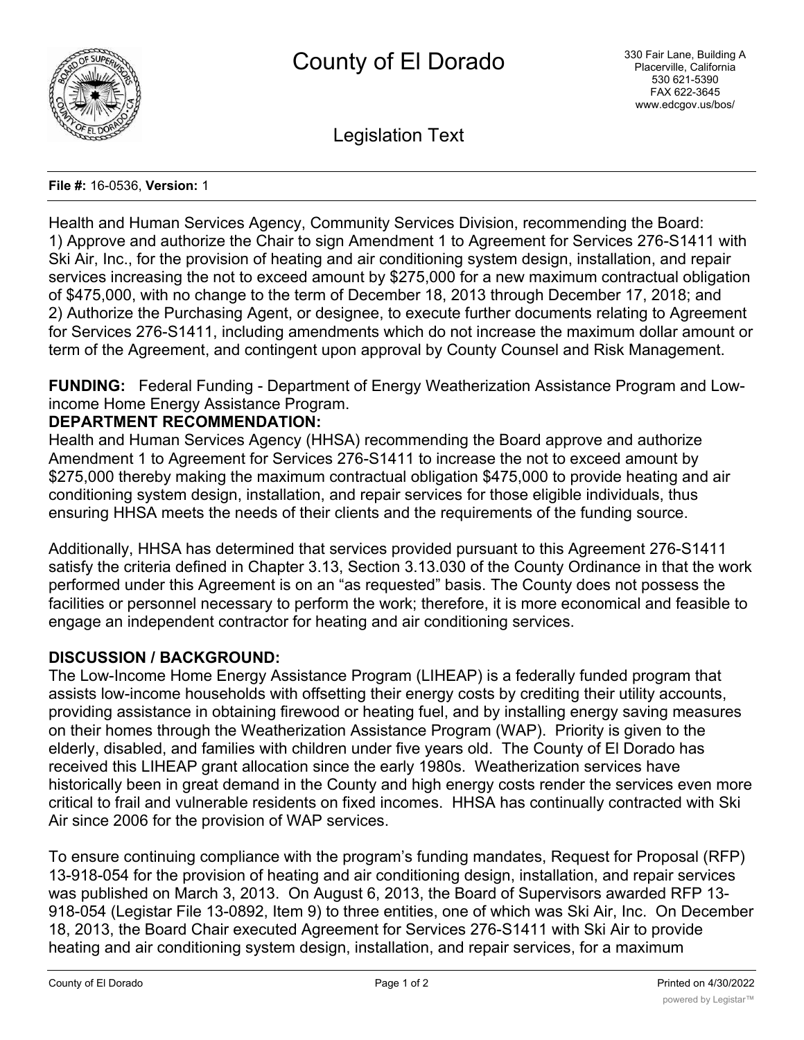# County of El Dorado

330 Fair Lane, Building A
Placerville, California
530 621-5390
FAX 622-3645
www.edcgov.us/bos/

## Legislation Text

**File #:** 16-0536, **Version:** 1

Health and Human Services Agency, Community Services Division, recommending the Board:
1) Approve and authorize the Chair to sign Amendment 1 to Agreement for Services 276-S1411 with Ski Air, Inc., for the provision of heating and air conditioning system design, installation, and repair services increasing the not to exceed amount by $275,000 for a new maximum contractual obligation of $475,000, with no change to the term of December 18, 2013 through December 17, 2018; and
2) Authorize the Purchasing Agent, or designee, to execute further documents relating to Agreement for Services 276-S1411, including amendments which do not increase the maximum dollar amount or term of the Agreement, and contingent upon approval by County Counsel and Risk Management.

**FUNDING:** Federal Funding - Department of Energy Weatherization Assistance Program and Low-income Home Energy Assistance Program.

**DEPARTMENT RECOMMENDATION:**

Health and Human Services Agency (HHSA) recommending the Board approve and authorize Amendment 1 to Agreement for Services 276-S1411 to increase the not to exceed amount by $275,000 thereby making the maximum contractual obligation $475,000 to provide heating and air conditioning system design, installation, and repair services for those eligible individuals, thus ensuring HHSA meets the needs of their clients and the requirements of the funding source.

Additionally, HHSA has determined that services provided pursuant to this Agreement 276-S1411 satisfy the criteria defined in Chapter 3.13, Section 3.13.030 of the County Ordinance in that the work performed under this Agreement is on an "as requested" basis. The County does not possess the facilities or personnel necessary to perform the work; therefore, it is more economical and feasible to engage an independent contractor for heating and air conditioning services.

**DISCUSSION / BACKGROUND:**

The Low-Income Home Energy Assistance Program (LIHEAP) is a federally funded program that assists low-income households with offsetting their energy costs by crediting their utility accounts, providing assistance in obtaining firewood or heating fuel, and by installing energy saving measures on their homes through the Weatherization Assistance Program (WAP). Priority is given to the elderly, disabled, and families with children under five years old. The County of El Dorado has received this LIHEAP grant allocation since the early 1980s. Weatherization services have historically been in great demand in the County and high energy costs render the services even more critical to frail and vulnerable residents on fixed incomes. HHSA has continually contracted with Ski Air since 2006 for the provision of WAP services.

To ensure continuing compliance with the program's funding mandates, Request for Proposal (RFP) 13-918-054 for the provision of heating and air conditioning design, installation, and repair services was published on March 3, 2013. On August 6, 2013, the Board of Supervisors awarded RFP 13-918-054 (Legistar File 13-0892, Item 9) to three entities, one of which was Ski Air, Inc. On December 18, 2013, the Board Chair executed Agreement for Services 276-S1411 with Ski Air to provide heating and air conditioning system design, installation, and repair services, for a maximum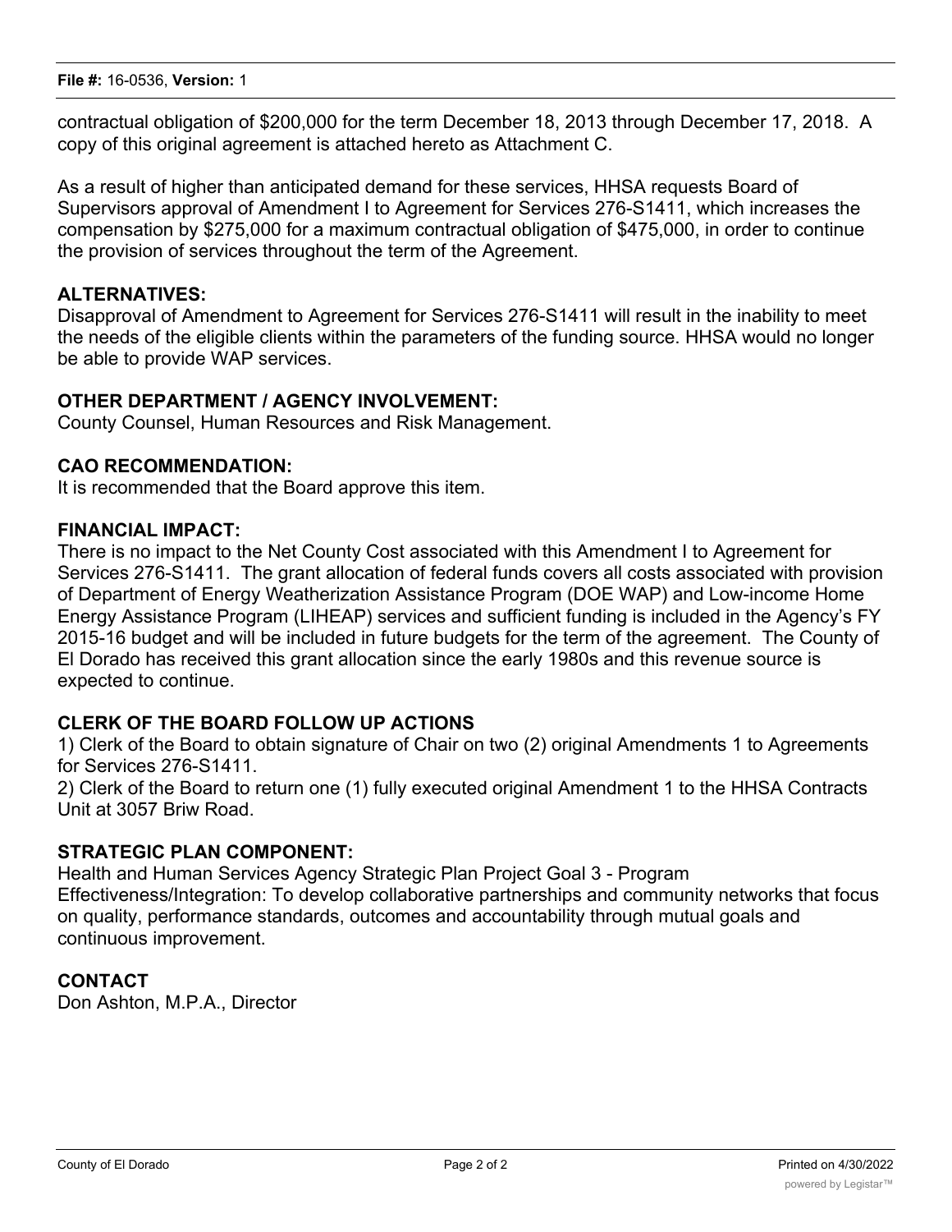contractual obligation of $200,000 for the term December 18, 2013 through December 17, 2018. A copy of this original agreement is attached hereto as Attachment C.

As a result of higher than anticipated demand for these services, HHSA requests Board of Supervisors approval of Amendment I to Agreement for Services 276-S1411, which increases the compensation by $275,000 for a maximum contractual obligation of $475,000, in order to continue the provision of services throughout the term of the Agreement.

**ALTERNATIVES:**
Disapproval of Amendment to Agreement for Services 276-S1411 will result in the inability to meet the needs of the eligible clients within the parameters of the funding source. HHSA would no longer be able to provide WAP services.

**OTHER DEPARTMENT / AGENCY INVOLVEMENT:**
County Counsel, Human Resources and Risk Management.

**CAO RECOMMENDATION:**
It is recommended that the Board approve this item.

**FINANCIAL IMPACT:**
There is no impact to the Net County Cost associated with this Amendment I to Agreement for Services 276-S1411. The grant allocation of federal funds covers all costs associated with provision of Department of Energy Weatherization Assistance Program (DOE WAP) and Low-income Home Energy Assistance Program (LIHEAP) services and sufficient funding is included in the Agency's FY 2015-16 budget and will be included in future budgets for the term of the agreement. The County of El Dorado has received this grant allocation since the early 1980s and this revenue source is expected to continue.

**CLERK OF THE BOARD FOLLOW UP ACTIONS**
1) Clerk of the Board to obtain signature of Chair on two (2) original Amendments 1 to Agreements for Services 276-S1411.
2) Clerk of the Board to return one (1) fully executed original Amendment 1 to the HHSA Contracts Unit at 3057 Briw Road.

**STRATEGIC PLAN COMPONENT:**
Health and Human Services Agency Strategic Plan Project Goal 3 - Program Effectiveness/Integration: To develop collaborative partnerships and community networks that focus on quality, performance standards, outcomes and accountability through mutual goals and continuous improvement.

**CONTACT**
Don Ashton, M.P.A., Director